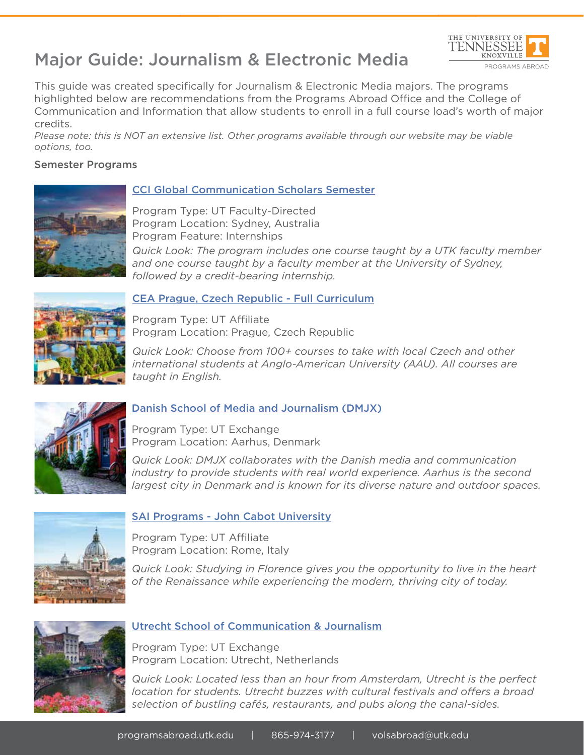# Major Guide: Journalism & Electronic Media

This guide was created specifically for Journalism & Electronic Media majors. The programs highlighted below are recommendations from the Programs Abroad Office and the College of Communication and Information that allow students to enroll in a full course load's worth of major credits.

*Please note: this is NOT an extensive list. Other programs available through our website may be viable options, too.*

## Semester Programs

### CCI Global Communication Scholars Semester

Program Type: UT Faculty-Directed
Program Location: Sydney, Australia
Program Feature: Internships

*Quick Look: The program includes one course taught by a UTK faculty member and one course taught by a faculty member at the University of Sydney, followed by a credit-bearing internship.*

### CEA Prague, Czech Republic - Full Curriculum

Program Type: UT Affiliate
Program Location: Prague, Czech Republic

*Quick Look: Choose from 100+ courses to take with local Czech and other international students at Anglo-American University (AAU). All courses are taught in English.*

### Danish School of Media and Journalism (DMJX)

Program Type: UT Exchange
Program Location: Aarhus, Denmark

*Quick Look: DMJX collaborates with the Danish media and communication industry to provide students with real world experience. Aarhus is the second largest city in Denmark and is known for its diverse nature and outdoor spaces.*

### SAI Programs - John Cabot University

Program Type: UT Affiliate
Program Location: Rome, Italy

*Quick Look: Studying in Florence gives you the opportunity to live in the heart of the Renaissance while experiencing the modern, thriving city of today.*

### Utrecht School of Communication & Journalism

Program Type: UT Exchange
Program Location: Utrecht, Netherlands

*Quick Look: Located less than an hour from Amsterdam, Utrecht is the perfect location for students. Utrecht buzzes with cultural festivals and offers a broad selection of bustling cafés, restaurants, and pubs along the canal-sides.*

programsabroad.utk.edu | 865-974-3177 | volsabroad@utk.edu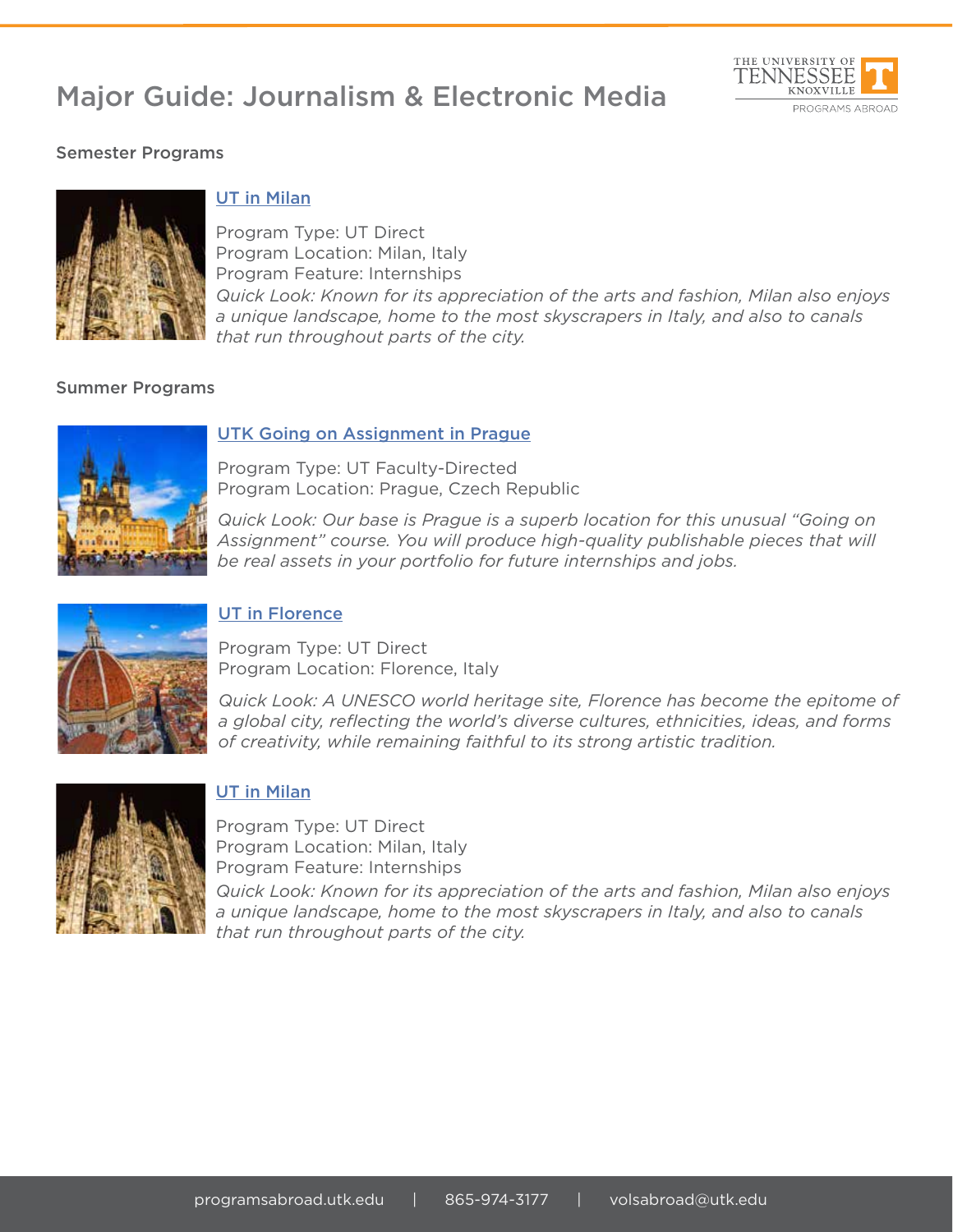# Major Guide: Journalism & Electronic Media

## Semester Programs

### UT in Milan

Program Type: UT Direct
Program Location: Milan, Italy
Program Feature: Internships
*Quick Look: Known for its appreciation of the arts and fashion, Milan also enjoys a unique landscape, home to the most skyscrapers in Italy, and also to canals that run throughout parts of the city.*

## Summer Programs

### UTK Going on Assignment in Prague

Program Type: UT Faculty-Directed
Program Location: Prague, Czech Republic

*Quick Look: Our base is Prague is a superb location for this unusual "Going on Assignment" course. You will produce high-quality publishable pieces that will be real assets in your portfolio for future internships and jobs.*

### UT in Florence

Program Type: UT Direct
Program Location: Florence, Italy

*Quick Look: A UNESCO world heritage site, Florence has become the epitome of a global city, reflecting the world's diverse cultures, ethnicities, ideas, and forms of creativity, while remaining faithful to its strong artistic tradition.*

### UT in Milan

Program Type: UT Direct
Program Location: Milan, Italy
Program Feature: Internships
*Quick Look: Known for its appreciation of the arts and fashion, Milan also enjoys a unique landscape, home to the most skyscrapers in Italy, and also to canals that run throughout parts of the city.*

programsabroad.utk.edu | 865-974-3177 | volsabroad@utk.edu